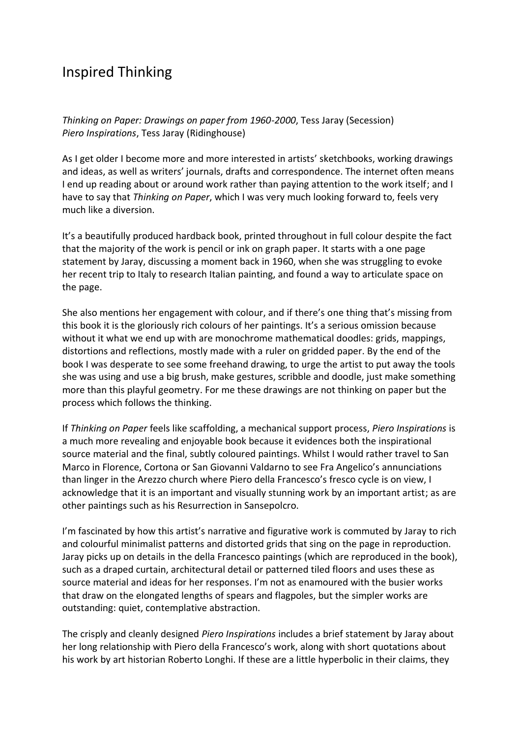# Inspired Thinking

*Thinking on Paper: Drawings on paper from 1960-2000*, Tess Jaray (Secession)
*Piero Inspirations*, Tess Jaray (Ridinghouse)

As I get older I become more and more interested in artists' sketchbooks, working drawings and ideas, as well as writers' journals, drafts and correspondence. The internet often means I end up reading about or around work rather than paying attention to the work itself; and I have to say that *Thinking on Paper*, which I was very much looking forward to, feels very much like a diversion.

It's a beautifully produced hardback book, printed throughout in full colour despite the fact that the majority of the work is pencil or ink on graph paper. It starts with a one page statement by Jaray, discussing a moment back in 1960, when she was struggling to evoke her recent trip to Italy to research Italian painting, and found a way to articulate space on the page.

She also mentions her engagement with colour, and if there's one thing that's missing from this book it is the gloriously rich colours of her paintings. It's a serious omission because without it what we end up with are monochrome mathematical doodles: grids, mappings, distortions and reflections, mostly made with a ruler on gridded paper. By the end of the book I was desperate to see some freehand drawing, to urge the artist to put away the tools she was using and use a big brush, make gestures, scribble and doodle, just make something more than this playful geometry. For me these drawings are not thinking on paper but the process which follows the thinking.

If *Thinking on Paper* feels like scaffolding, a mechanical support process, *Piero Inspirations* is a much more revealing and enjoyable book because it evidences both the inspirational source material and the final, subtly coloured paintings. Whilst I would rather travel to San Marco in Florence, Cortona or San Giovanni Valdarno to see Fra Angelico's annunciations than linger in the Arezzo church where Piero della Francesco's fresco cycle is on view, I acknowledge that it is an important and visually stunning work by an important artist; as are other paintings such as his Resurrection in Sansepolcro.

I'm fascinated by how this artist's narrative and figurative work is commuted by Jaray to rich and colourful minimalist patterns and distorted grids that sing on the page in reproduction. Jaray picks up on details in the della Francesco paintings (which are reproduced in the book), such as a draped curtain, architectural detail or patterned tiled floors and uses these as source material and ideas for her responses. I'm not as enamoured with the busier works that draw on the elongated lengths of spears and flagpoles, but the simpler works are outstanding: quiet, contemplative abstraction.

The crisply and cleanly designed *Piero Inspirations* includes a brief statement by Jaray about her long relationship with Piero della Francesco's work, along with short quotations about his work by art historian Roberto Longhi. If these are a little hyperbolic in their claims, they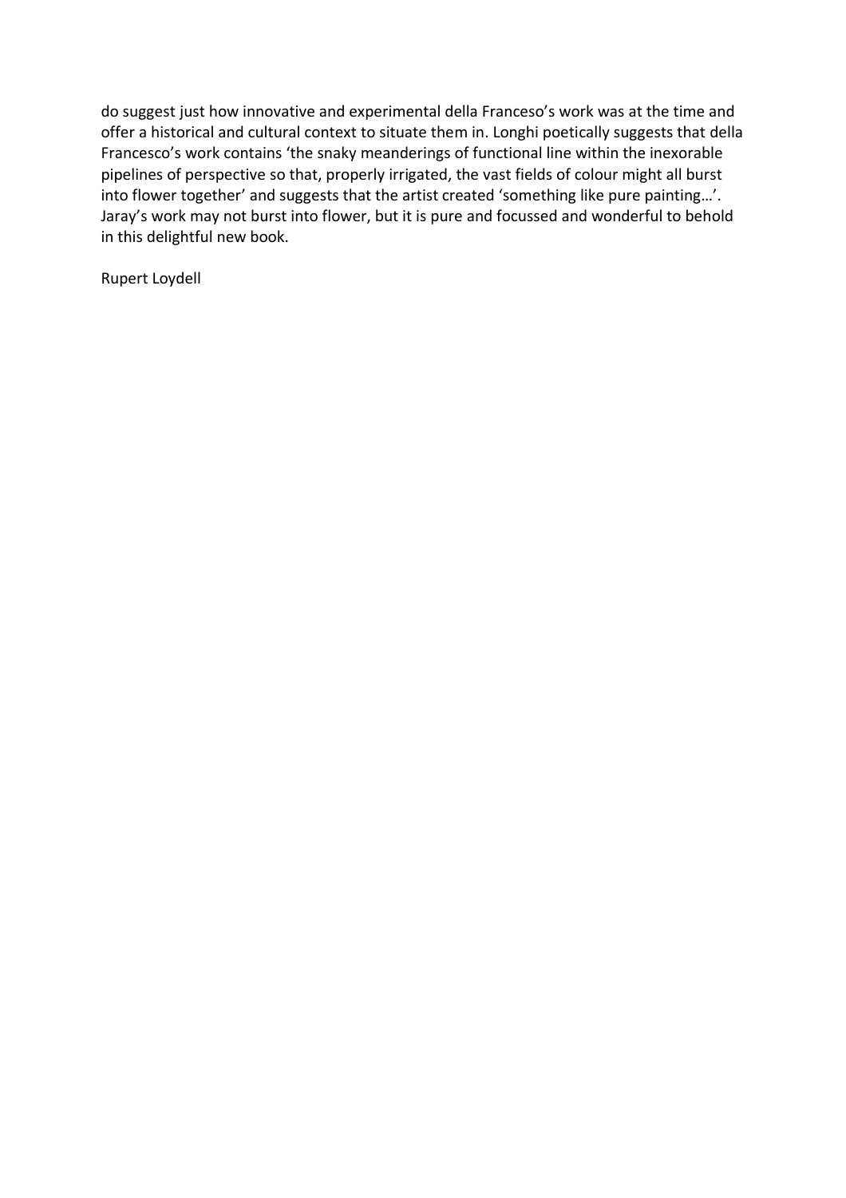do suggest just how innovative and experimental della Franceso's work was at the time and offer a historical and cultural context to situate them in. Longhi poetically suggests that della Francesco's work contains 'the snaky meanderings of functional line within the inexorable pipelines of perspective so that, properly irrigated, the vast fields of colour might all burst into flower together' and suggests that the artist created 'something like pure painting…'. Jaray's work may not burst into flower, but it is pure and focussed and wonderful to behold in this delightful new book.

Rupert Loydell